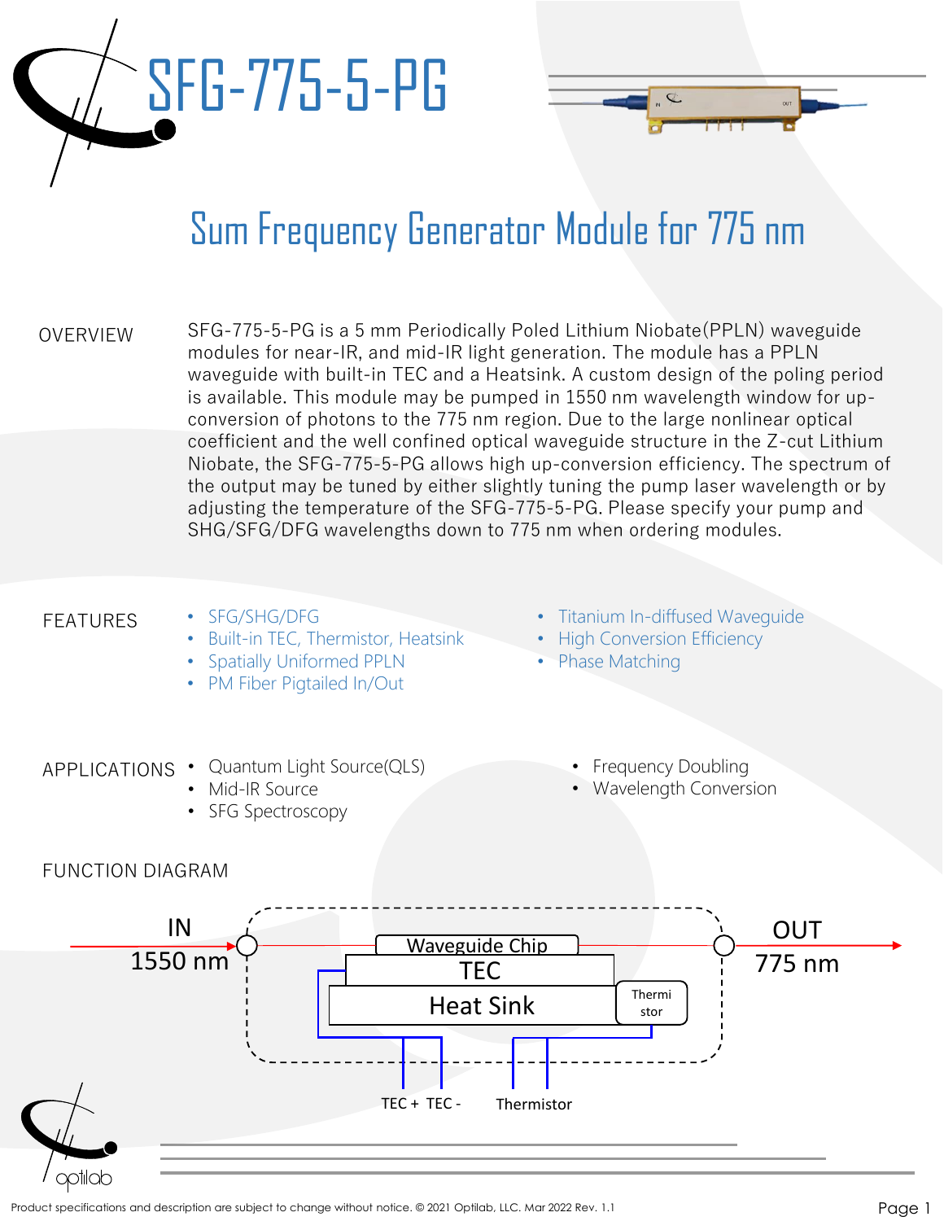# SFG-775-5-PG

## Sum Frequency Generator Module for 775 nm

### OVERVIEW

SFG-775-5-PG is a 5 mm Periodically Poled Lithium Niobate(PPLN) waveguide modules for near-IR, and mid-IR light generation. The module has a PPLN waveguide with built-in TEC and a Heatsink. A custom design of the poling period is available. This module may be pumped in 1550 nm wavelength window for up-conversion of photons to the 775 nm region. Due to the large nonlinear optical coefficient and the well confined optical waveguide structure in the Z-cut Lithium Niobate, the SFG-775-5-PG allows high up-conversion efficiency. The spectrum of the output may be tuned by either slightly tuning the pump laser wavelength or by adjusting the temperature of the SFG-775-5-PG. Please specify your pump and SHG/SFG/DFG wavelengths down to 775 nm when ordering modules.

### FEATURES

- SFG/SHG/DFG
- Built-in TEC, Thermistor, Heatsink
- Spatially Uniformed PPLN
- PM Fiber Pigtailed In/Out
- Titanium In-diffused Waveguide
- High Conversion Efficiency
- Phase Matching

### APPLICATIONS

- Quantum Light Source(QLS)
- Mid-IR Source
- SFG Spectroscopy
- Frequency Doubling
- Wavelength Conversion

### FUNCTION DIAGRAM

IN 1550 nm → Waveguide Chip / TEC / Heat Sink / Thermistor → OUT 775 nm

TEC + TEC - Thermistor

Product specifications and description are subject to change without notice. © 2021 Optilab, LLC. Mar 2022 Rev. 1.1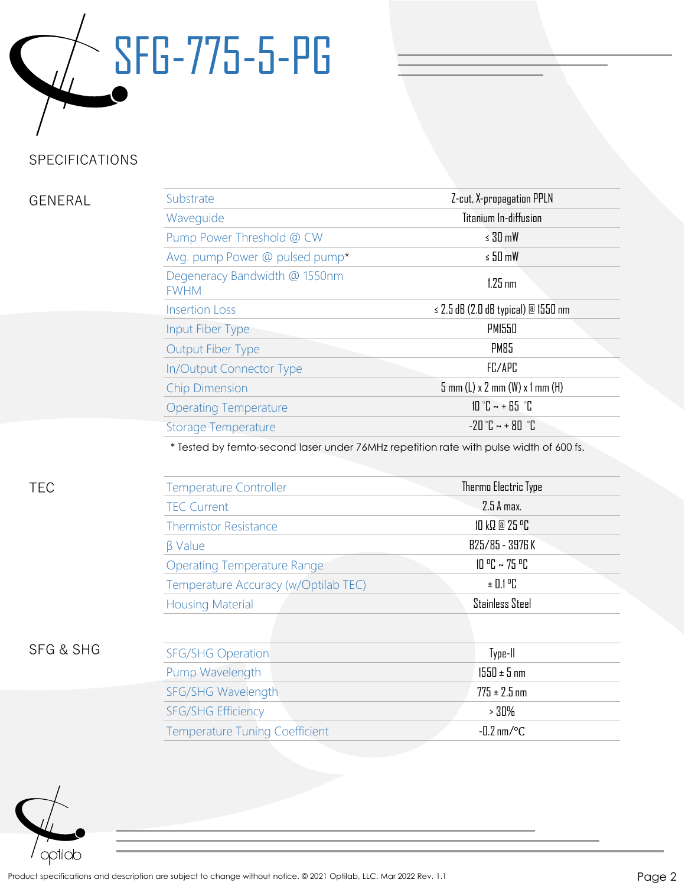# SFG-775-5-PG

## SPECIFICATIONS

### GENERAL

| Parameter | Value |
|---|---|
| Substrate | Z-cut, X-propagation PPLN |
| Waveguide | Titanium In-diffusion |
| Pump Power Threshold @ CW | ≤ 30 mW |
| Avg. pump Power @ pulsed pump* | ≤ 50 mW |
| Degeneracy Bandwidth @ 1550nm FWHM | 1.25 nm |
| Insertion Loss | ≤ 2.5 dB (2.0 dB typical) @ 1550 nm |
| Input Fiber Type | PM1550 |
| Output Fiber Type | PM85 |
| In/Output Connector Type | FC/APC |
| Chip Dimension | 5 mm (L) x 2 mm (W) x 1 mm (H) |
| Operating Temperature | 10 °C ~ + 65 °C |
| Storage Temperature | -20 °C ~ + 80 °C |

* Tested by femto-second laser under 76MHz repetition rate with pulse width of 600 fs.

### TEC

| Parameter | Value |
|---|---|
| Temperature Controller | Thermo Electric Type |
| TEC Current | 2.5 A max. |
| Thermistor Resistance | 10 kΩ @ 25 ºC |
| β Value | B25/85 - 3976 K |
| Operating Temperature Range | 10 ºC ~ 75 ºC |
| Temperature Accuracy (w/Optilab TEC) | ± 0.1 ºC |
| Housing Material | Stainless Steel |

### SFG & SHG

| Parameter | Value |
|---|---|
| SFG/SHG Operation | Type-II |
| Pump Wavelength | 1550 ± 5 nm |
| SFG/SHG Wavelength | 775 ± 2.5 nm |
| SFG/SHG Efficiency | > 30% |
| Temperature Tuning Coefficient | -0.2 nm/°C |

Product specifications and description are subject to change without notice. © 2021 Optilab, LLC. Mar 2022 Rev. 1.1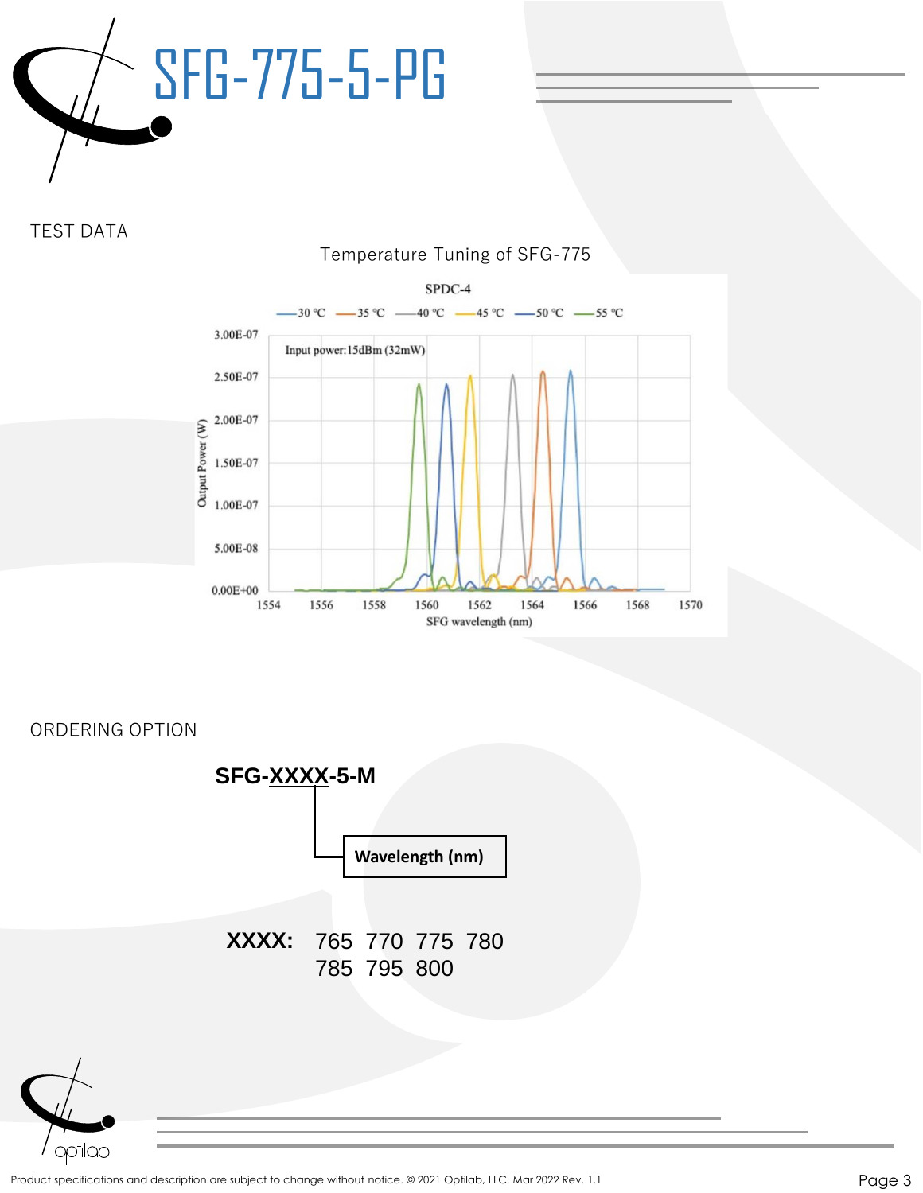# SFG-775-5-PG

## TEST DATA

Temperature Tuning of SFG-775

SPDC-4

—30 °C —35 °C —40 °C —45 °C —50 °C —55 °C

Input power:15dBm (32mW)

Output Power (W)

SFG wavelength (nm)

## ORDERING OPTION

**SFG-XXXX-5-M**

**Wavelength (nm)**

**XXXX:** 765 770 775 780
785 795 800

Product specifications and description are subject to change without notice. © 2021 Optilab, LLC. Mar 2022 Rev. 1.1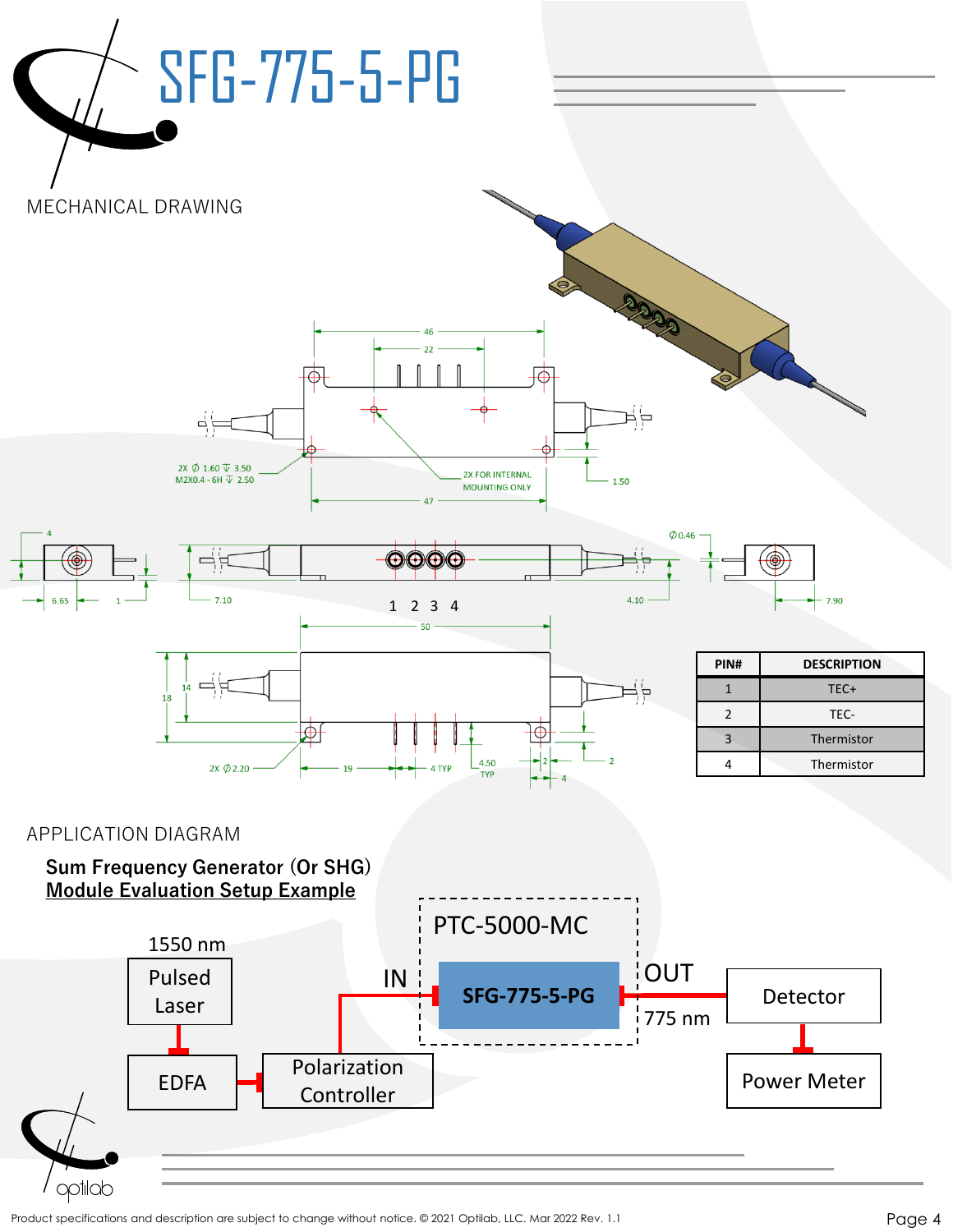# SFG-775-5-PG

## MECHANICAL DRAWING

46

22

2X Ø 1.60 ⊽ 3.50
M2X0.4 - 6H ⊽ 2.50

2X FOR INTERNAL MOUNTING ONLY

1.50

47

4

6.65

1

7.10

1 2 3 4

4.10

Ø0.46

7.90

50

14

18

2X Ø2.20

19

4 TYP

4.50 TYP

2

2

4

| PIN# | DESCRIPTION |
|---|---|
| 1 | TEC+ |
| 2 | TEC- |
| 3 | Thermistor |
| 4 | Thermistor |

## APPLICATION DIAGRAM

**Sum Frequency Generator (Or SHG)**
**Module Evaluation Setup Example**

1550 nm Pulsed Laser → EDFA → Polarization Controller → IN → PTC-5000-MC [SFG-775-5-PG] → OUT 775 nm → Detector → Power Meter

Product specifications and description are subject to change without notice. © 2021 Optilab, LLC. Mar 2022 Rev. 1.1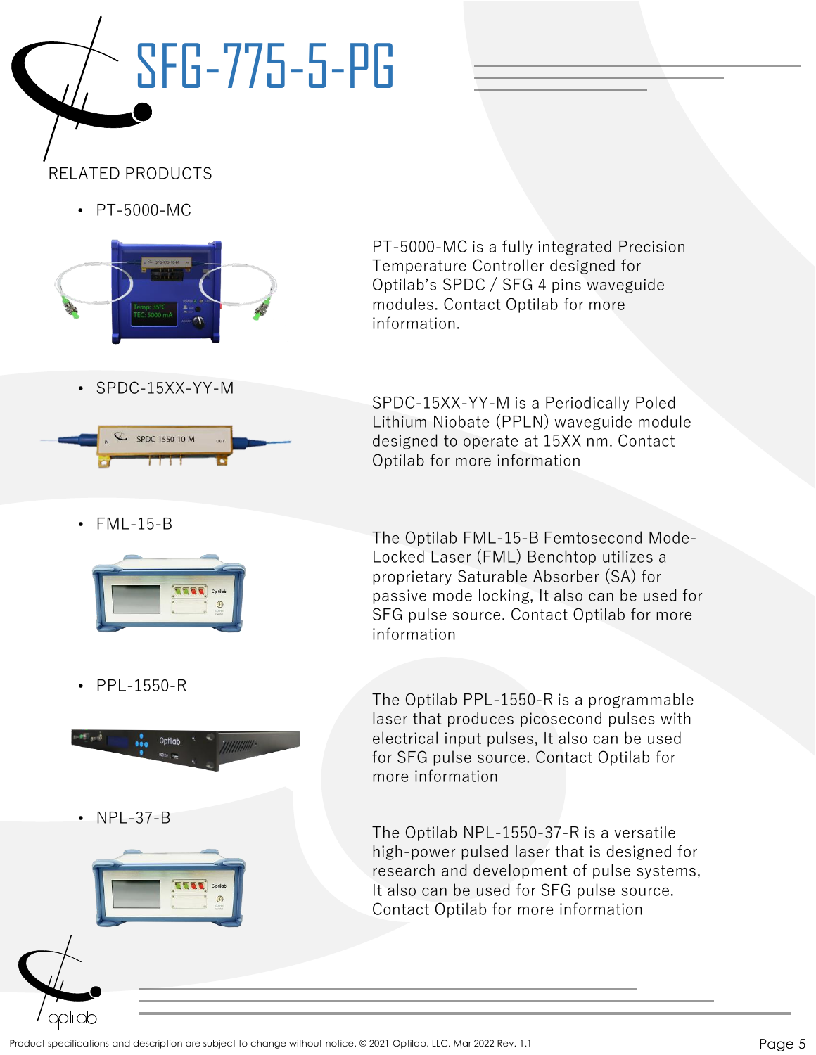# SFG-775-5-PG

## RELATED PRODUCTS

- PT-5000-MC

PT-5000-MC is a fully integrated Precision Temperature Controller designed for Optilab's SPDC / SFG 4 pins waveguide modules. Contact Optilab for more information.

- SPDC-15XX-YY-M

SPDC-15XX-YY-M is a Periodically Poled Lithium Niobate (PPLN) waveguide module designed to operate at 15XX nm. Contact Optilab for more information

- FML-15-B

The Optilab FML-15-B Femtosecond Mode-Locked Laser (FML) Benchtop utilizes a proprietary Saturable Absorber (SA) for passive mode locking, It also can be used for SFG pulse source. Contact Optilab for more information

- PPL-1550-R

The Optilab PPL-1550-R is a programmable laser that produces picosecond pulses with electrical input pulses, It also can be used for SFG pulse source. Contact Optilab for more information

- NPL-37-B

The Optilab NPL-1550-37-R is a versatile high-power pulsed laser that is designed for research and development of pulse systems, It also can be used for SFG pulse source. Contact Optilab for more information

Product specifications and description are subject to change without notice. © 2021 Optilab, LLC. Mar 2022 Rev. 1.1